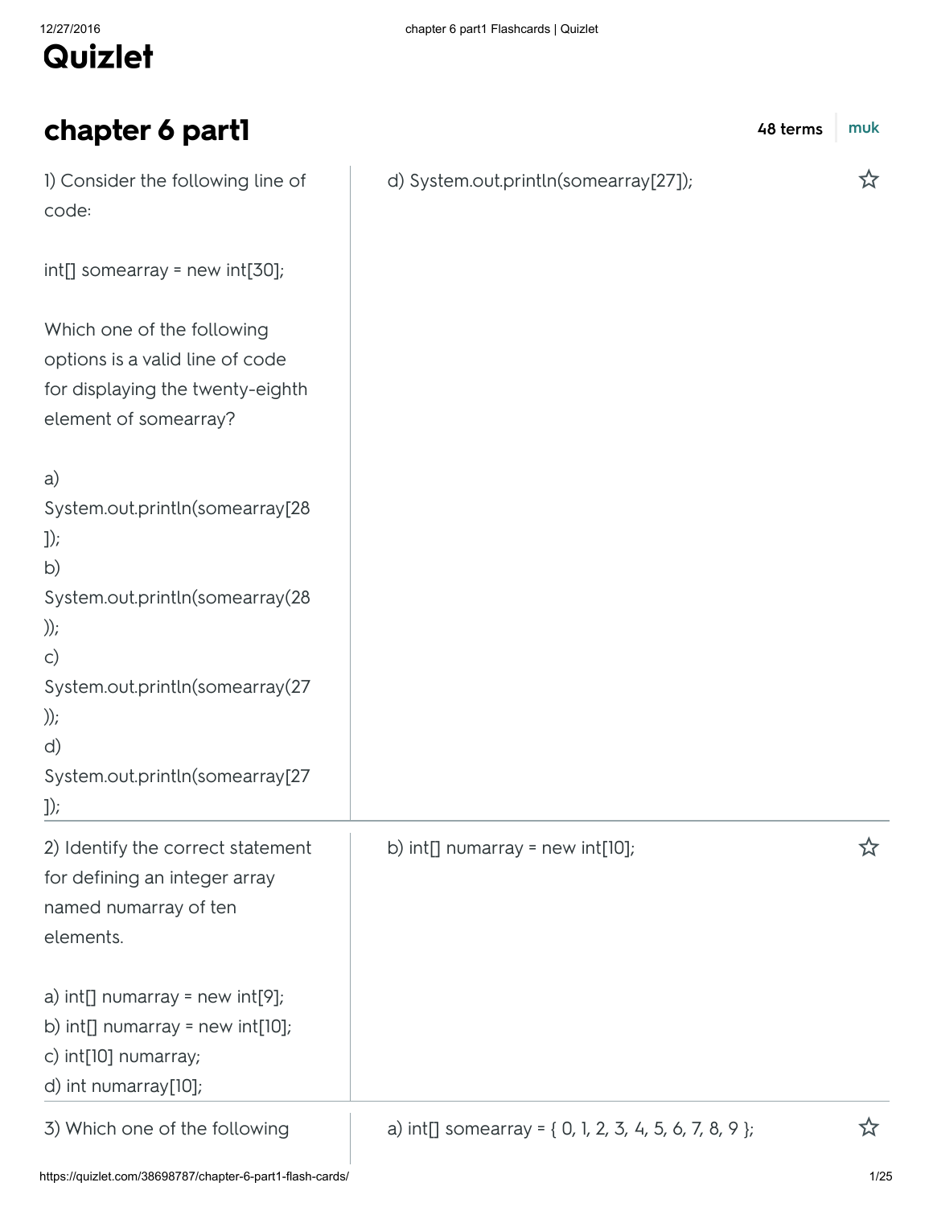# Quizlet

## chapter 6 part1

48 terms | muk

1) Consider the following line of code:

```
int[] somearray = new int[30];
```

Which one of the following options is a valid line of code for displaying the twenty-eighth element of somearray?

a) System.out.println(somearray[28]);
b) System.out.println(somearray(28));
c) System.out.println(somearray(27));
d) System.out.println(somearray[27]);

**Answer:** d) System.out.println(somearray[27]);

---

2) Identify the correct statement for defining an integer array named numarray of ten elements.

a) int[] numarray = new int[9];
b) int[] numarray = new int[10];
c) int[10] numarray;
d) int numarray[10];

**Answer:** b) int[] numarray = new int[10];

---

3) Which one of the following

**Answer:** a) int[] somearray = { 0, 1, 2, 3, 4, 5, 6, 7, 8, 9 };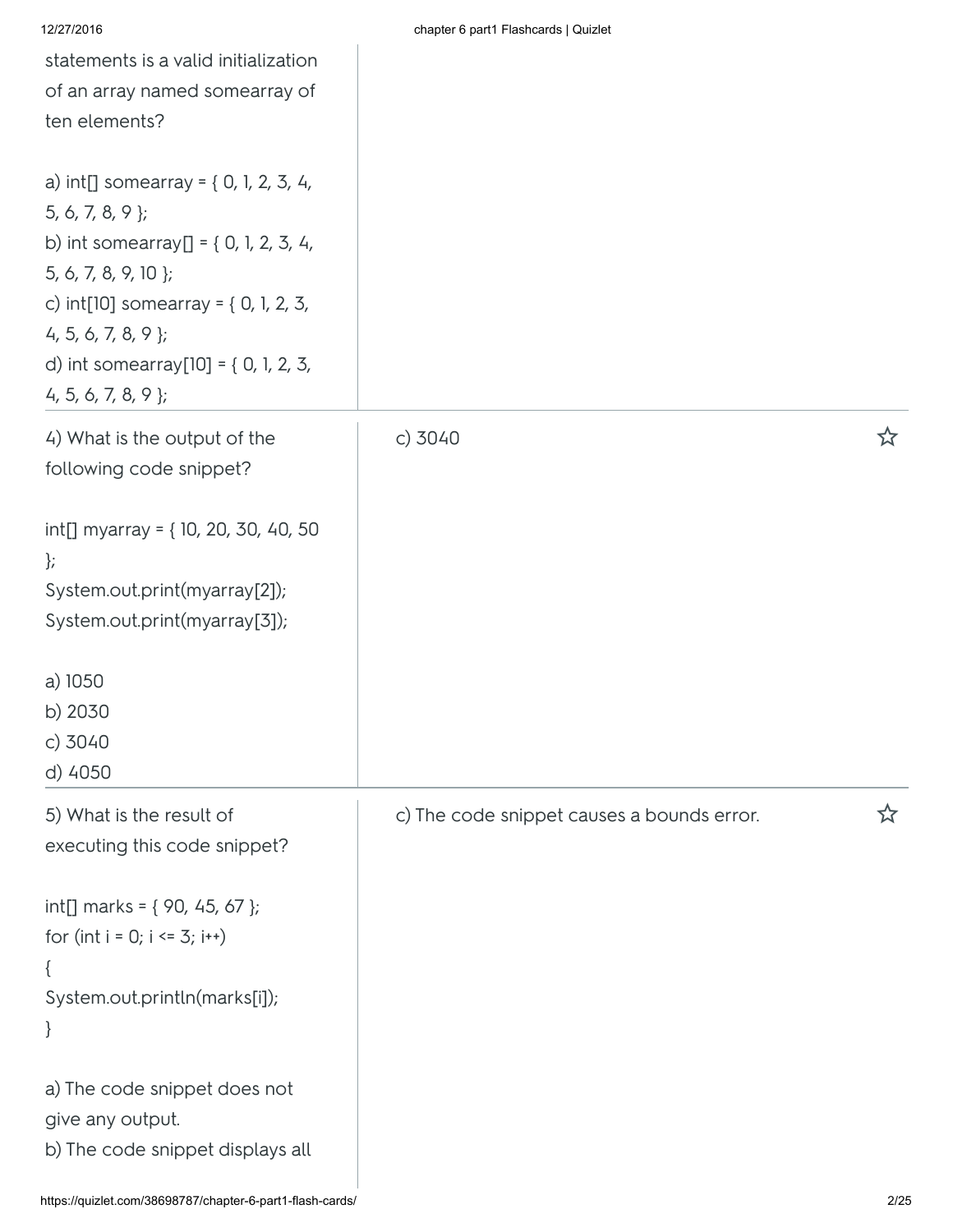statements is a valid initialization of an array named somearray of ten elements?

a) int[] somearray = { 0, 1, 2, 3, 4, 5, 6, 7, 8, 9 };
b) int somearray[] = { 0, 1, 2, 3, 4, 5, 6, 7, 8, 9, 10 };
c) int[10] somearray = { 0, 1, 2, 3, 4, 5, 6, 7, 8, 9 };
d) int somearray[10] = { 0, 1, 2, 3, 4, 5, 6, 7, 8, 9 };

---

4) What is the output of the following code snippet?

```
int[] myarray = { 10, 20, 30, 40, 50 };
System.out.print(myarray[2]);
System.out.print(myarray[3]);
```

a) 1050
b) 2030
c) 3040
d) 4050

c) 3040

---

5) What is the result of executing this code snippet?

```
int[] marks = { 90, 45, 67 };
for (int i = 0; i <= 3; i++)
{
System.out.println(marks[i]);
}
```

a) The code snippet does not give any output.
b) The code snippet displays all

c) The code snippet causes a bounds error.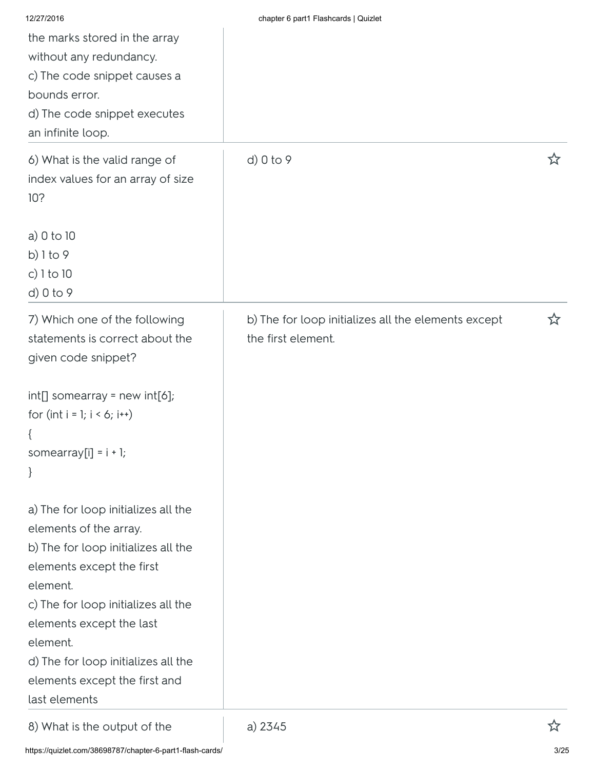the marks stored in the array without any redundancy.
c) The code snippet causes a bounds error.
d) The code snippet executes an infinite loop.

| Question | Answer |
| --- | --- |
| 6) What is the valid range of index values for an array of size 10?<br><br>a) 0 to 10<br>b) 1 to 9<br>c) 1 to 10<br>d) 0 to 9 | d) 0 to 9 |
| 7) Which one of the following statements is correct about the given code snippet?<br><br>int[] somearray = new int[6];<br>for (int i = 1; i < 6; i++)<br>{<br>somearray[i] = i + 1;<br>}<br><br>a) The for loop initializes all the elements of the array.<br>b) The for loop initializes all the elements except the first element.<br>c) The for loop initializes all the elements except the last element.<br>d) The for loop initializes all the elements except the first and last elements | b) The for loop initializes all the elements except the first element. |
| 8) What is the output of the | a) 2345 |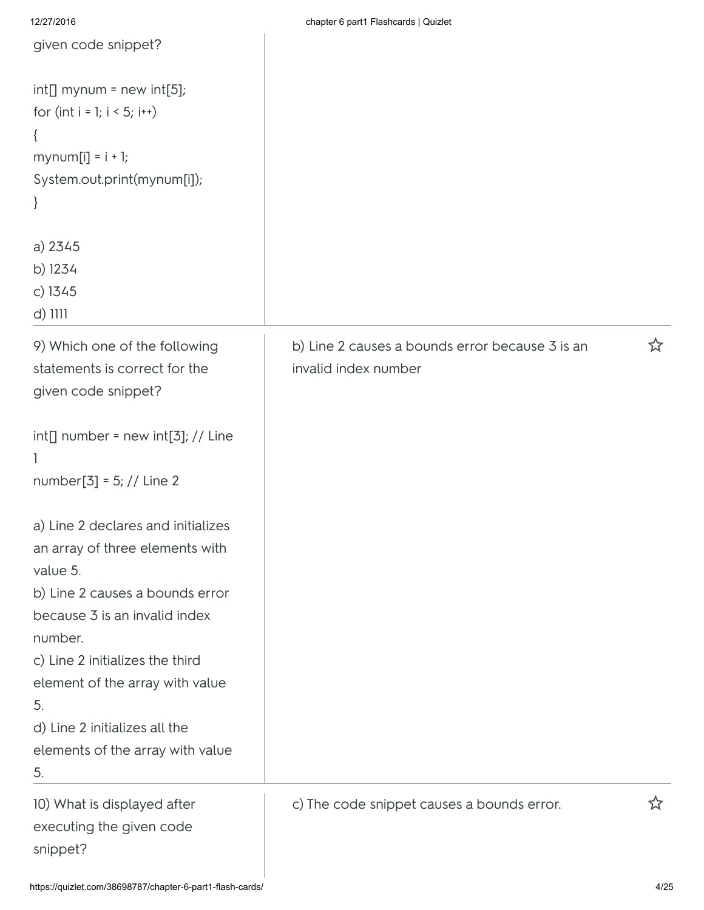given code snippet?

```
int[] mynum = new int[5];
for (int i = 1; i < 5; i++)
{
mynum[i] = i + 1;
System.out.print(mynum[i]);
}
```

a) 2345
b) 1234
c) 1345
d) 1111

---

9) Which one of the following statements is correct for the given code snippet?

```
int[] number = new int[3]; // Line 1
number[3] = 5; // Line 2
```

a) Line 2 declares and initializes an array of three elements with value 5.
b) Line 2 causes a bounds error because 3 is an invalid index number.
c) Line 2 initializes the third element of the array with value 5.
d) Line 2 initializes all the elements of the array with value 5.

b) Line 2 causes a bounds error because 3 is an invalid index number

---

10) What is displayed after executing the given code snippet?

c) The code snippet causes a bounds error.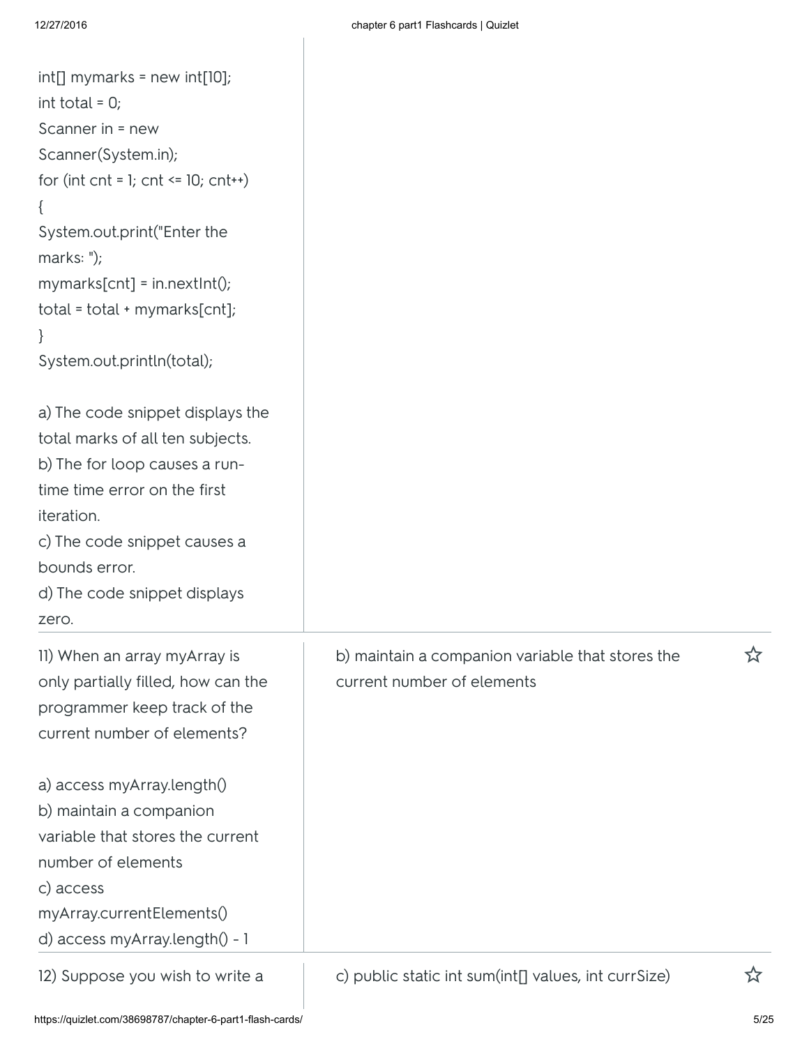```
int[] mymarks = new int[10];
int total = 0;
Scanner in = new
Scanner(System.in);
for (int cnt = 1; cnt <= 10; cnt++)
{
System.out.print("Enter the
marks: ");
mymarks[cnt] = in.nextInt();
total = total + mymarks[cnt];
}
System.out.println(total);
```

a) The code snippet displays the total marks of all ten subjects.
b) The for loop causes a run-time time error on the first iteration.
c) The code snippet causes a bounds error.
d) The code snippet displays zero.

---

11) When an array myArray is only partially filled, how can the programmer keep track of the current number of elements?

a) access myArray.length()
b) maintain a companion variable that stores the current number of elements
c) access myArray.currentElements()
d) access myArray.length() - 1

b) maintain a companion variable that stores the current number of elements

---

12) Suppose you wish to write a

c) public static int sum(int[] values, int currSize)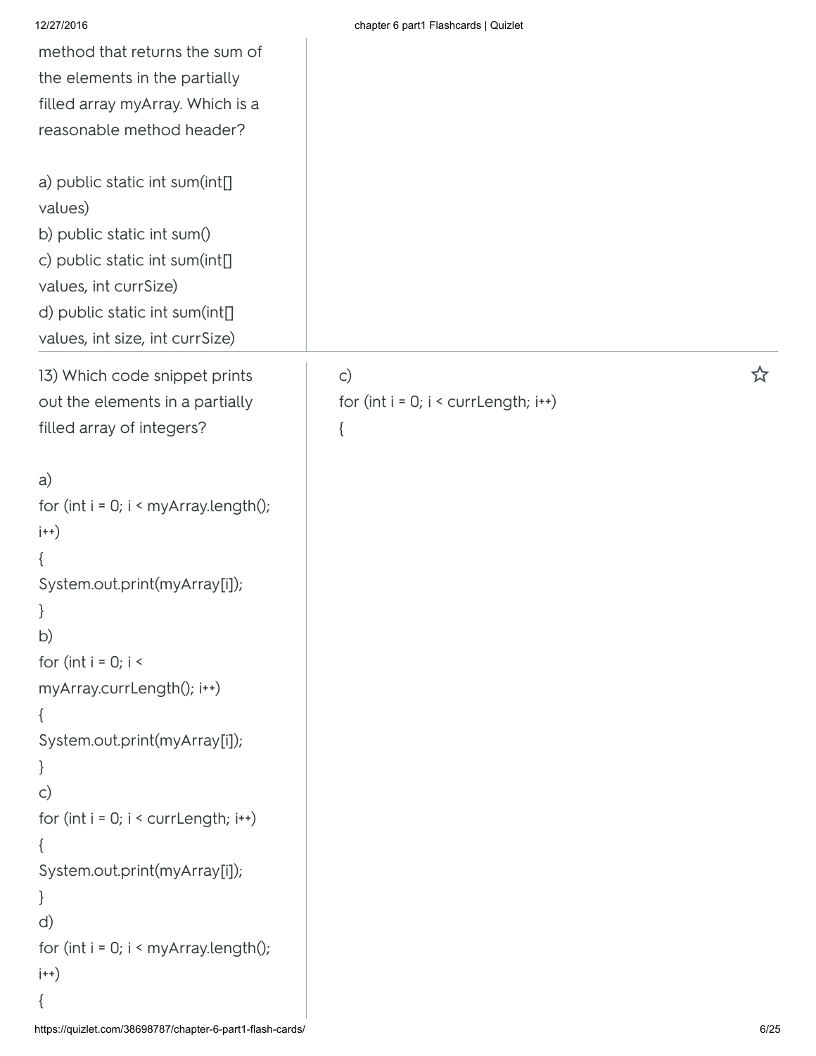method that returns the sum of the elements in the partially filled array myArray. Which is a reasonable method header?

a) public static int sum(int[] values)
b) public static int sum()
c) public static int sum(int[] values, int currSize)
d) public static int sum(int[] values, int size, int currSize)

---

13) Which code snippet prints out the elements in a partially filled array of integers?

a)
```
for (int i = 0; i < myArray.length(); i++)
{
System.out.print(myArray[i]);
}
```
b)
```
for (int i = 0; i < myArray.currLength(); i++)
{
System.out.print(myArray[i]);
}
```
c)
```
for (int i = 0; i < currLength; i++)
{
System.out.print(myArray[i]);
}
```
d)
```
for (int i = 0; i < myArray.length(); i++)
{
```

c)
```
for (int i = 0; i < currLength; i++)
{
```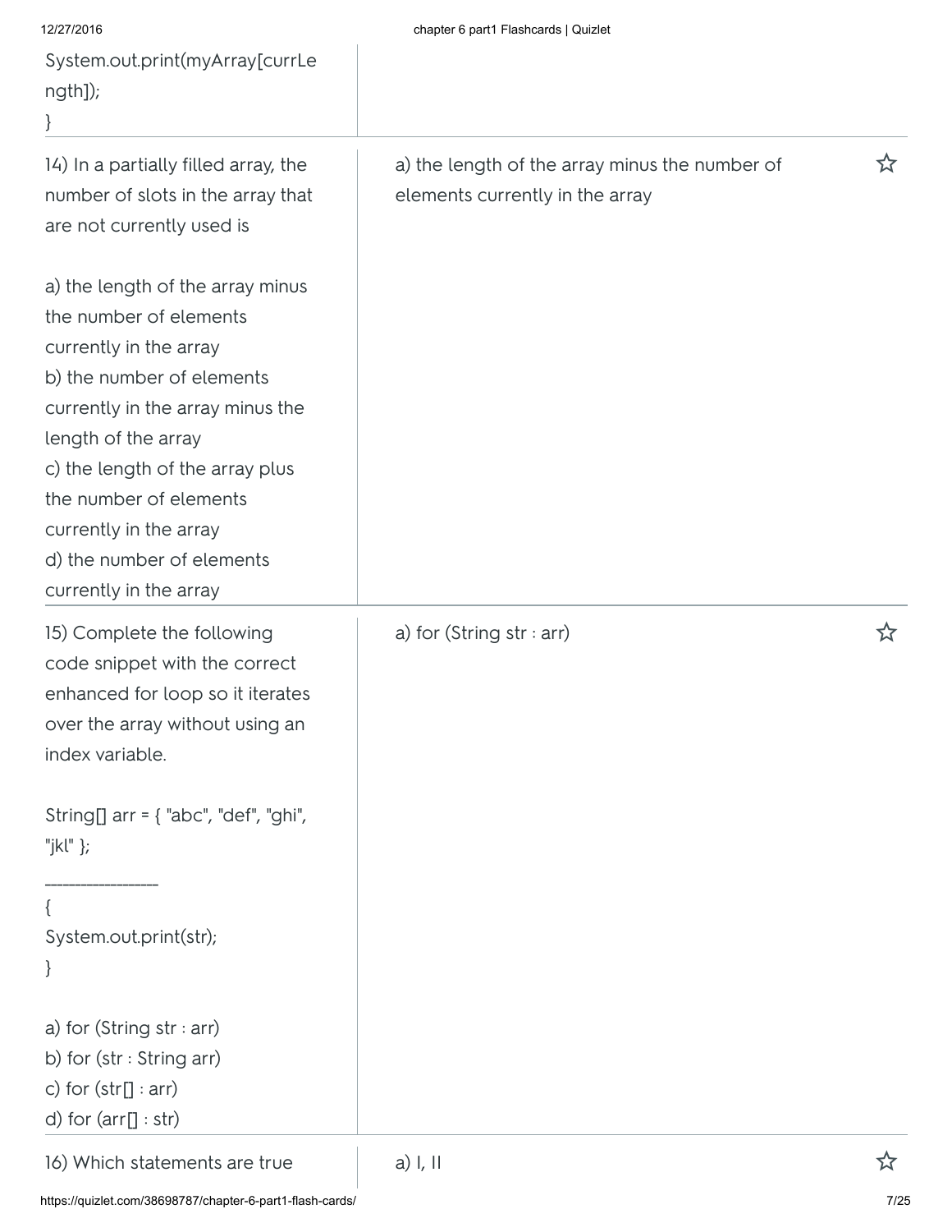```
System.out.print(myArray[currLength]);
}
```

| | |
|---|---|
| 14) In a partially filled array, the number of slots in the array that are not currently used is<br><br>a) the length of the array minus the number of elements currently in the array<br>b) the number of elements currently in the array minus the length of the array<br>c) the length of the array plus the number of elements currently in the array<br>d) the number of elements currently in the array | a) the length of the array minus the number of elements currently in the array |
| 15) Complete the following code snippet with the correct enhanced for loop so it iterates over the array without using an index variable.<br><br>String[] arr = { "abc", "def", "ghi", "jkl" };<br><br>______________<br>{<br>System.out.print(str);<br>}<br><br>a) for (String str : arr)<br>b) for (str : String arr)<br>c) for (str[] : arr)<br>d) for (arr[] : str) | a) for (String str : arr) |
| 16) Which statements are true | a) I, II |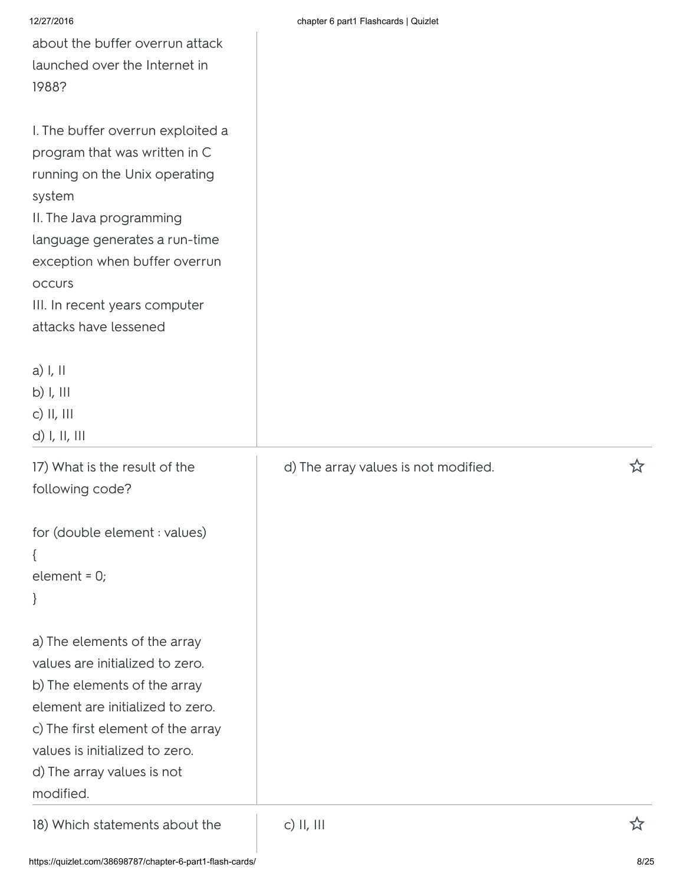about the buffer overrun attack launched over the Internet in 1988?

I. The buffer overrun exploited a program that was written in C running on the Unix operating system
II. The Java programming language generates a run-time exception when buffer overrun occurs
III. In recent years computer attacks have lessened

a) I, II
b) I, III
c) II, III
d) I, II, III

| | |
|---|---|
| 17) What is the result of the following code?<br><br>`for (double element : values)`<br>`{`<br>`element = 0;`<br>`}`<br><br>a) The elements of the array values are initialized to zero.<br>b) The elements of the array element are initialized to zero.<br>c) The first element of the array values is initialized to zero.<br>d) The array values is not modified. | d) The array values is not modified. |
| 18) Which statements about the | c) II, III |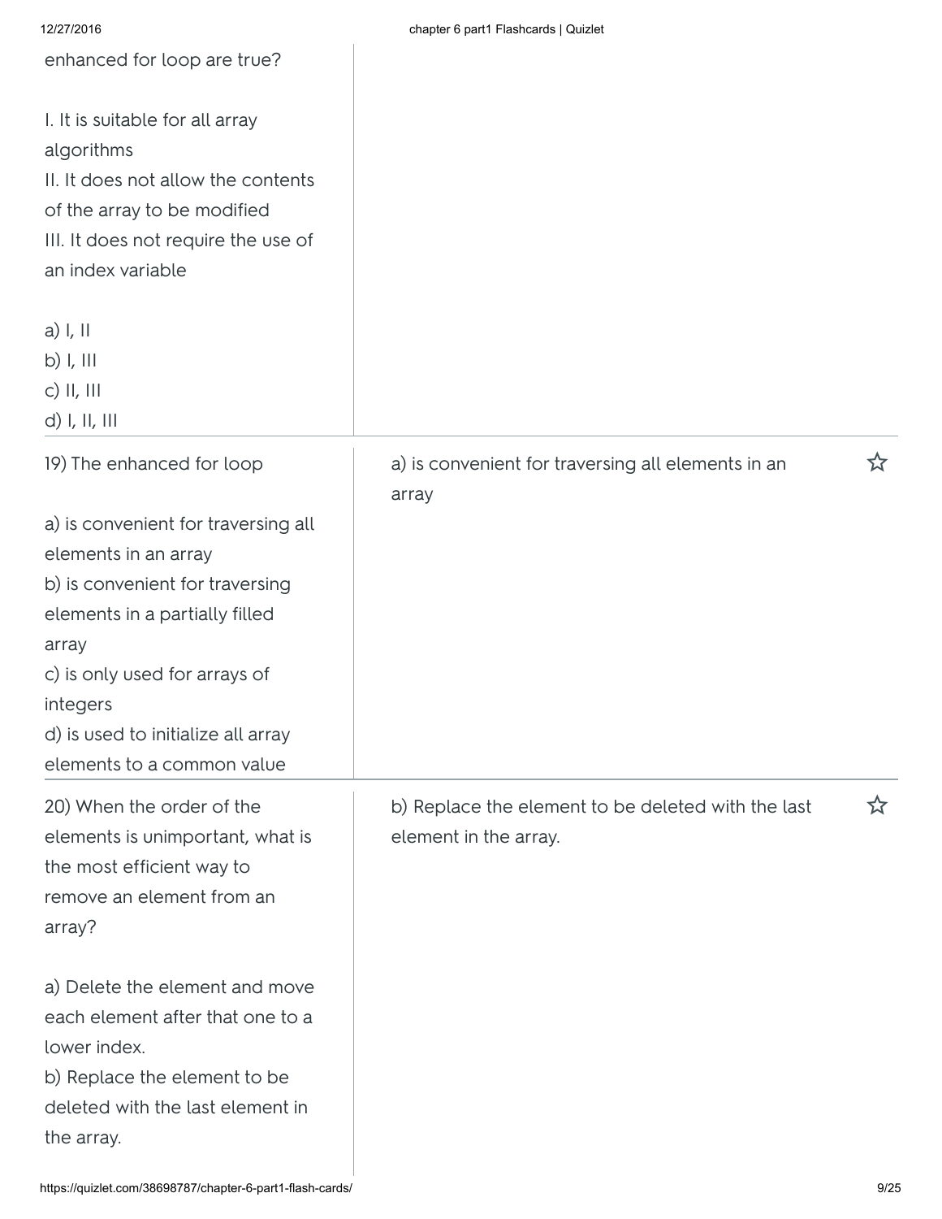enhanced for loop are true?

I. It is suitable for all array algorithms
II. It does not allow the contents of the array to be modified
III. It does not require the use of an index variable

a) I, II
b) I, III
c) II, III
d) I, II, III

| | |
|---|---|
| 19) The enhanced for loop<br><br>a) is convenient for traversing all elements in an array<br>b) is convenient for traversing elements in a partially filled array<br>c) is only used for arrays of integers<br>d) is used to initialize all array elements to a common value | a) is convenient for traversing all elements in an array |
| 20) When the order of the elements is unimportant, what is the most efficient way to remove an element from an array?<br><br>a) Delete the element and move each element after that one to a lower index.<br>b) Replace the element to be deleted with the last element in the array. | b) Replace the element to be deleted with the last element in the array. |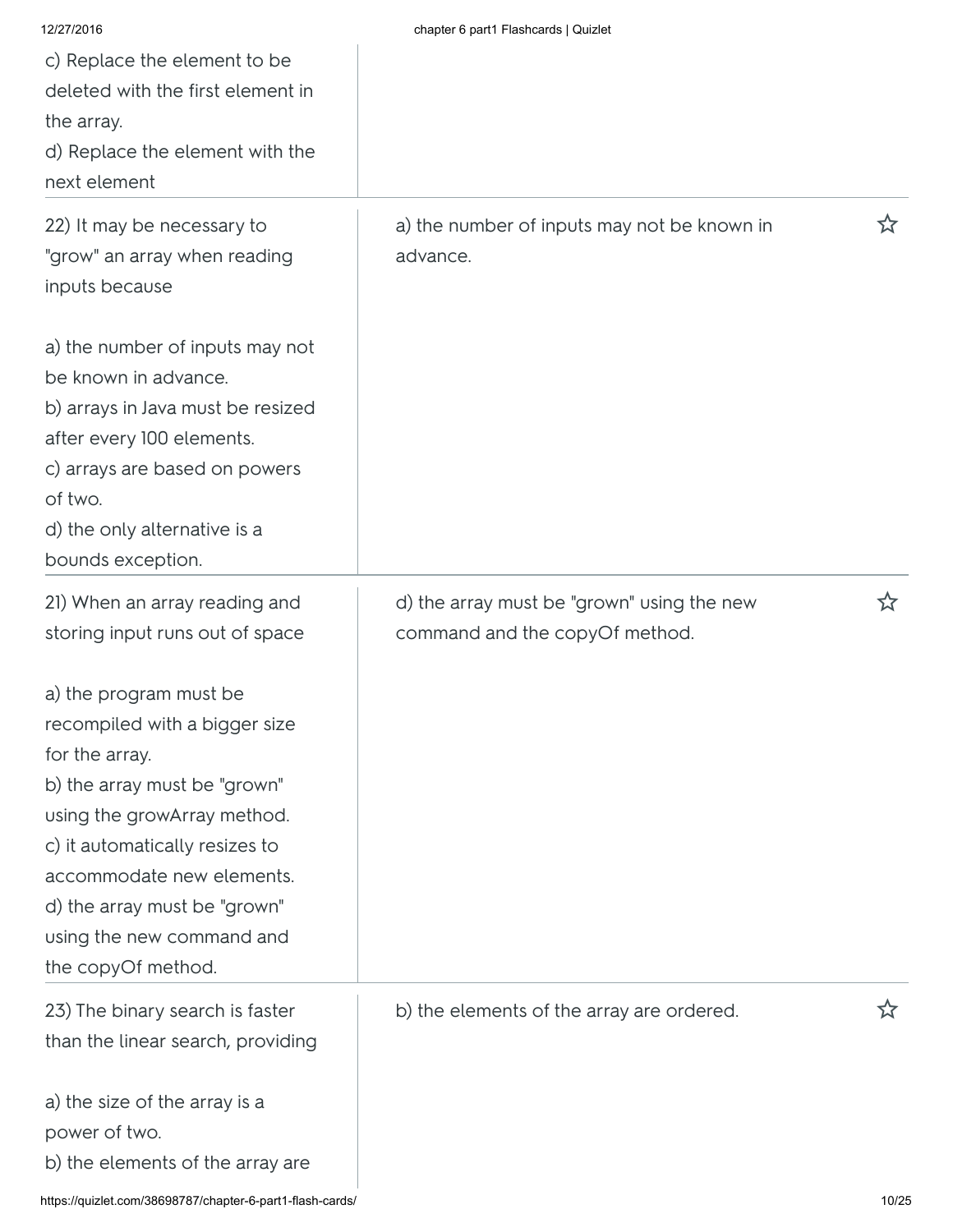c) Replace the element to be deleted with the first element in the array.
d) Replace the element with the next element

| Term | Definition |
| --- | --- |
| 22) It may be necessary to "grow" an array when reading inputs because<br><br>a) the number of inputs may not be known in advance.<br>b) arrays in Java must be resized after every 100 elements.<br>c) arrays are based on powers of two.<br>d) the only alternative is a bounds exception. | a) the number of inputs may not be known in advance. |
| 21) When an array reading and storing input runs out of space<br><br>a) the program must be recompiled with a bigger size for the array.<br>b) the array must be "grown" using the growArray method.<br>c) it automatically resizes to accommodate new elements.<br>d) the array must be "grown" using the new command and the copyOf method. | d) the array must be "grown" using the new command and the copyOf method. |
| 23) The binary search is faster than the linear search, providing<br><br>a) the size of the array is a power of two.<br>b) the elements of the array are | b) the elements of the array are ordered. |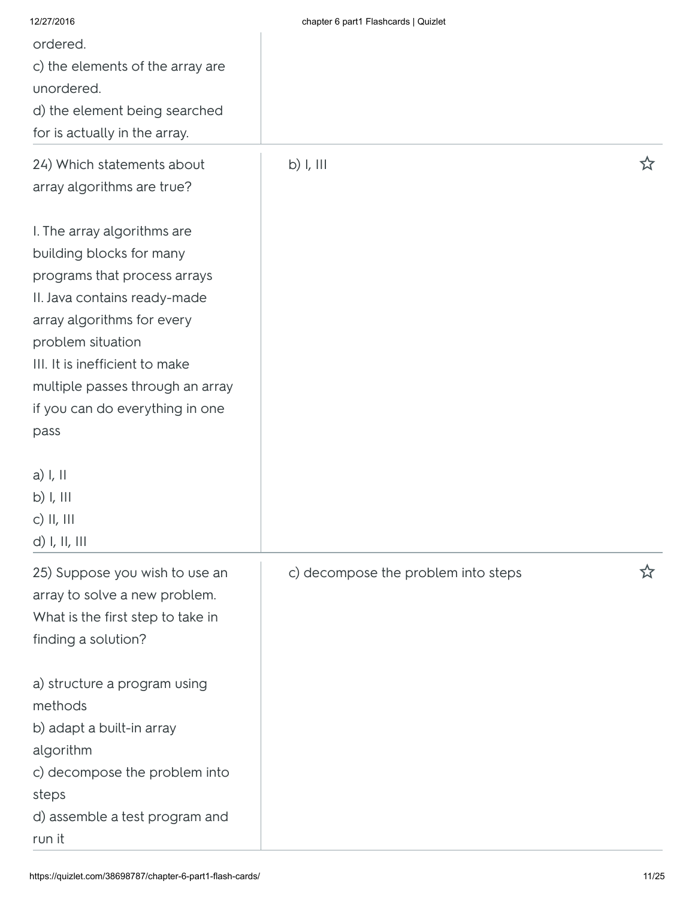ordered.
c) the elements of the array are unordered.
d) the element being searched for is actually in the array.

| Question | Answer |
|---|---|
| 24) Which statements about array algorithms are true?<br><br>I. The array algorithms are building blocks for many programs that process arrays<br>II. Java contains ready-made array algorithms for every problem situation<br>III. It is inefficient to make multiple passes through an array if you can do everything in one pass<br><br>a) I, II<br>b) I, III<br>c) II, III<br>d) I, II, III | b) I, III |
| 25) Suppose you wish to use an array to solve a new problem. What is the first step to take in finding a solution?<br><br>a) structure a program using methods<br>b) adapt a built-in array algorithm<br>c) decompose the problem into steps<br>d) assemble a test program and run it | c) decompose the problem into steps |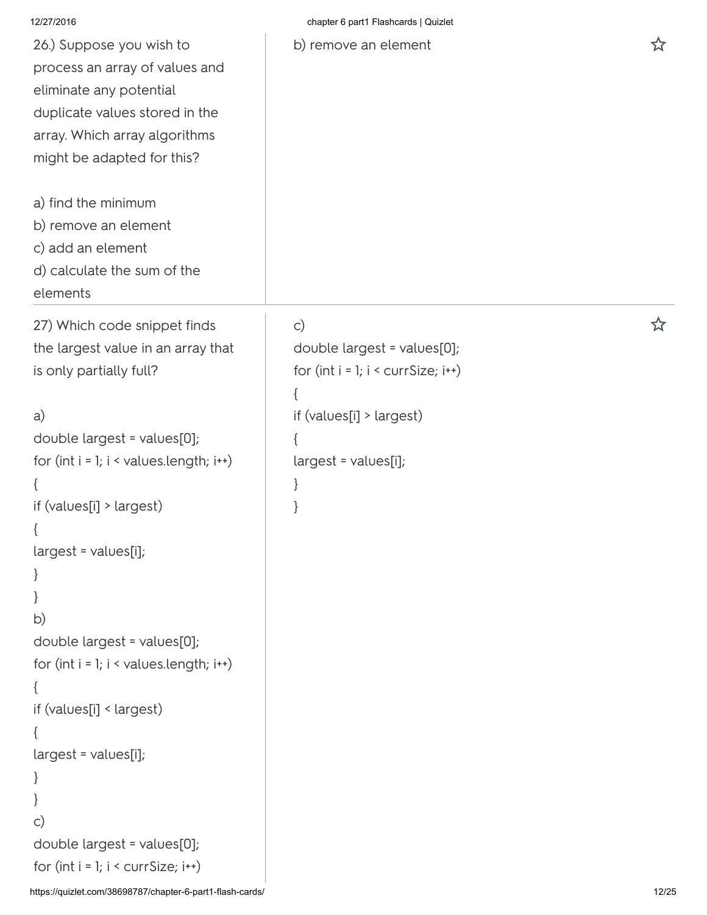26.) Suppose you wish to process an array of values and eliminate any potential duplicate values stored in the array. Which array algorithms might be adapted for this?

a) find the minimum
b) remove an element
c) add an element
d) calculate the sum of the elements

b) remove an element

---

27) Which code snippet finds the largest value in an array that is only partially full?

a)

```
double largest = values[0];
for (int i = 1; i < values.length; i++)
{
if (values[i] > largest)
{
largest = values[i];
}
}
```

b)

```
double largest = values[0];
for (int i = 1; i < values.length; i++)
{
if (values[i] < largest)
{
largest = values[i];
}
}
```

c)

```
double largest = values[0];
for (int i = 1; i < currSize; i++)
```

c)

```
double largest = values[0];
for (int i = 1; i < currSize; i++)
{
if (values[i] > largest)
{
largest = values[i];
}
}
```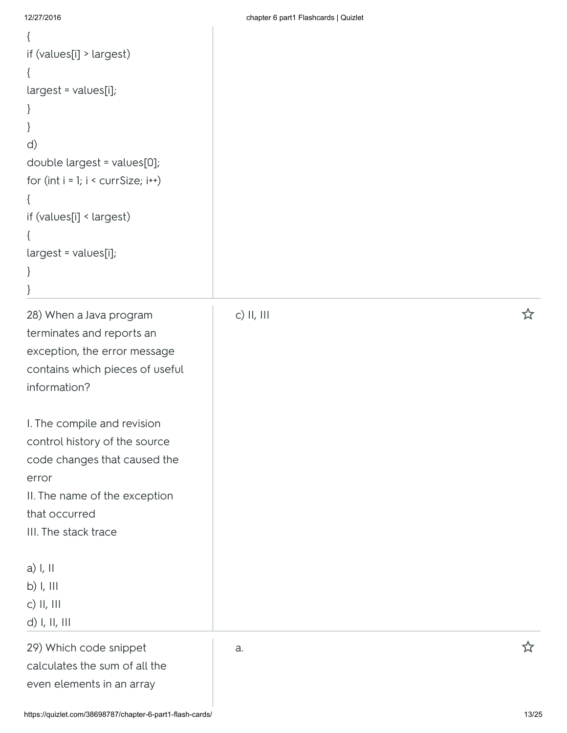```
{
if (values[i] > largest)
{
largest = values[i];
}
}
```

d)

```
double largest = values[0];
for (int i = 1; i < currSize; i++)
{
if (values[i] < largest)
{
largest = values[i];
}
}
```

28) When a Java program terminates and reports an exception, the error message contains which pieces of useful information?

I. The compile and revision control history of the source code changes that caused the error
II. The name of the exception that occurred
III. The stack trace

a) I, II
b) I, III
c) II, III
d) I, II, III

c) II, III

29) Which code snippet calculates the sum of all the even elements in an array

a.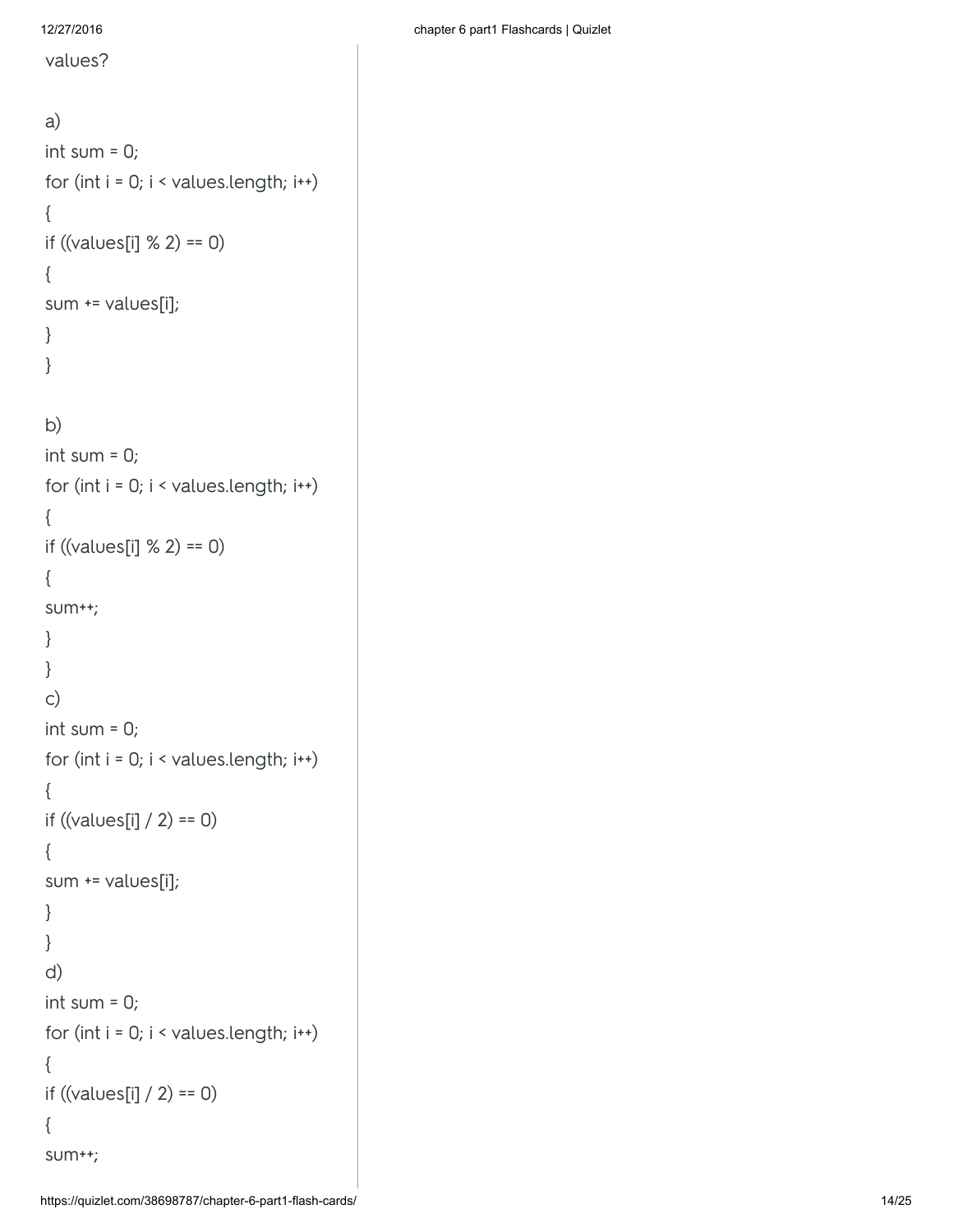values?

a)

```
int sum = 0;
for (int i = 0; i < values.length; i++)
{
if ((values[i] % 2) == 0)
{
sum += values[i];
}
}
```

b)

```
int sum = 0;
for (int i = 0; i < values.length; i++)
{
if ((values[i] % 2) == 0)
{
sum++;
}
}
```

c)

```
int sum = 0;
for (int i = 0; i < values.length; i++)
{
if ((values[i] / 2) == 0)
{
sum += values[i];
}
}
```

d)

```
int sum = 0;
for (int i = 0; i < values.length; i++)
{
if ((values[i] / 2) == 0)
{
sum++;
```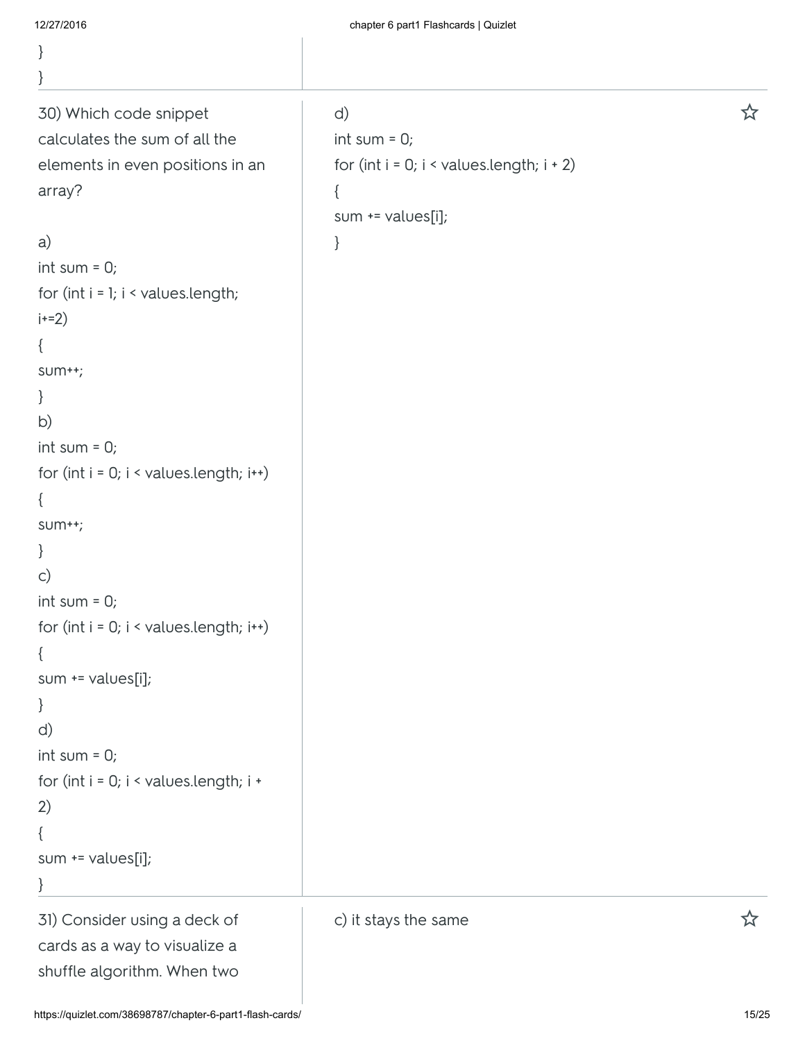```
}
}
```

30) Which code snippet calculates the sum of all the elements in even positions in an array?

a)
```
int sum = 0;
for (int i = 1; i < values.length; i+=2)
{
sum++;
}
```
b)
```
int sum = 0;
for (int i = 0; i < values.length; i++)
{
sum++;
}
```
c)
```
int sum = 0;
for (int i = 0; i < values.length; i++)
{
sum += values[i];
}
```
d)
```
int sum = 0;
for (int i = 0; i < values.length; i + 2)
{
sum += values[i];
}
```

d)
```
int sum = 0;
for (int i = 0; i < values.length; i + 2)
{
sum += values[i];
}
```

31) Consider using a deck of cards as a way to visualize a shuffle algorithm. When two

c) it stays the same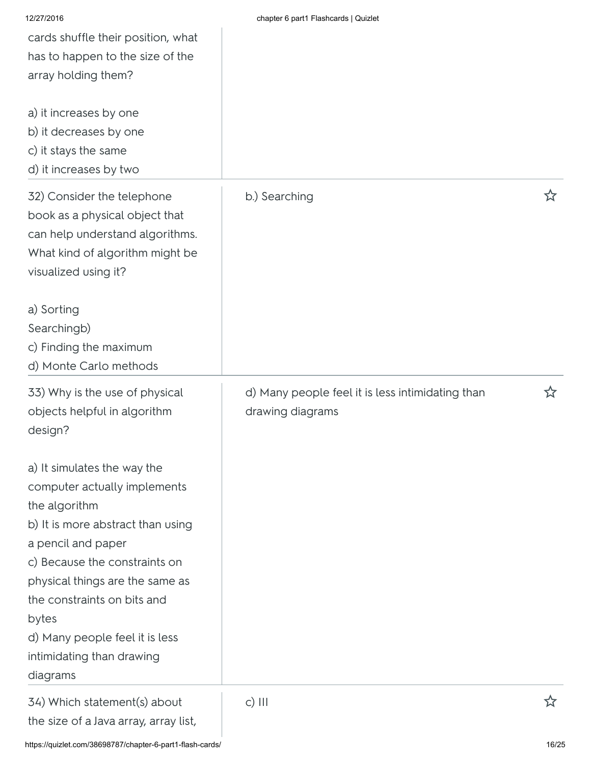cards shuffle their position, what has to happen to the size of the array holding them?

a) it increases by one
b) it decreases by one
c) it stays the same
d) it increases by two

| | |
|---|---|
| 32) Consider the telephone book as a physical object that can help understand algorithms. What kind of algorithm might be visualized using it?<br><br>a) Sorting<br>Searchingb)<br>c) Finding the maximum<br>d) Monte Carlo methods | b.) Searching |
| 33) Why is the use of physical objects helpful in algorithm design?<br><br>a) It simulates the way the computer actually implements the algorithm<br>b) It is more abstract than using a pencil and paper<br>c) Because the constraints on physical things are the same as the constraints on bits and bytes<br>d) Many people feel it is less intimidating than drawing diagrams | d) Many people feel it is less intimidating than drawing diagrams |
| 34) Which statement(s) about the size of a Java array, array list, | c) III |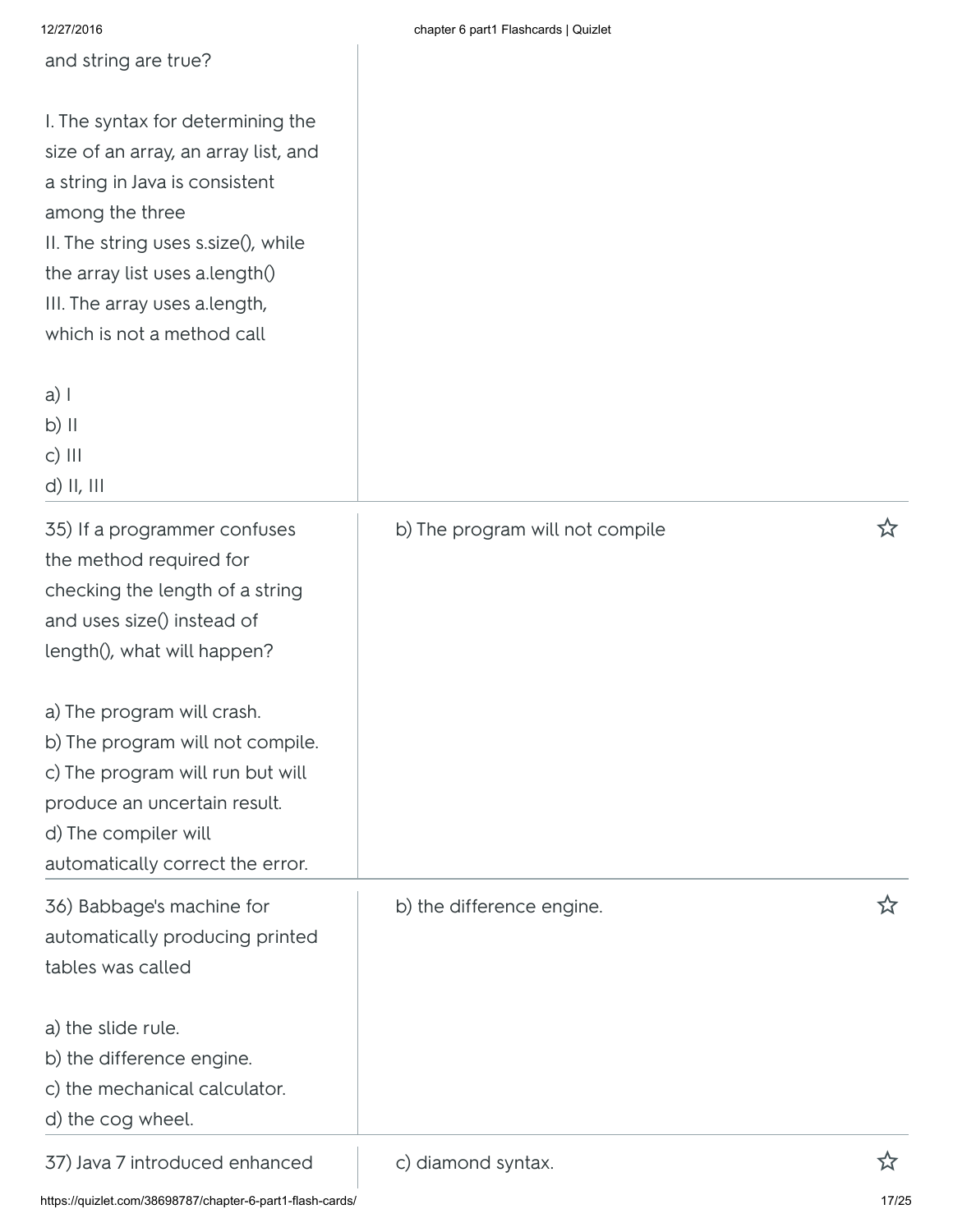and string are true?

I. The syntax for determining the size of an array, an array list, and a string in Java is consistent among the three
II. The string uses s.size(), while the array list uses a.length()
III. The array uses a.length, which is not a method call

a) I
b) II
c) III
d) II, III

| | |
|---|---|
| 35) If a programmer confuses the method required for checking the length of a string and uses size() instead of length(), what will happen?<br><br>a) The program will crash.<br>b) The program will not compile.<br>c) The program will run but will produce an uncertain result.<br>d) The compiler will automatically correct the error. | b) The program will not compile |
| 36) Babbage's machine for automatically producing printed tables was called<br><br>a) the slide rule.<br>b) the difference engine.<br>c) the mechanical calculator.<br>d) the cog wheel. | b) the difference engine. |
| 37) Java 7 introduced enhanced | c) diamond syntax. |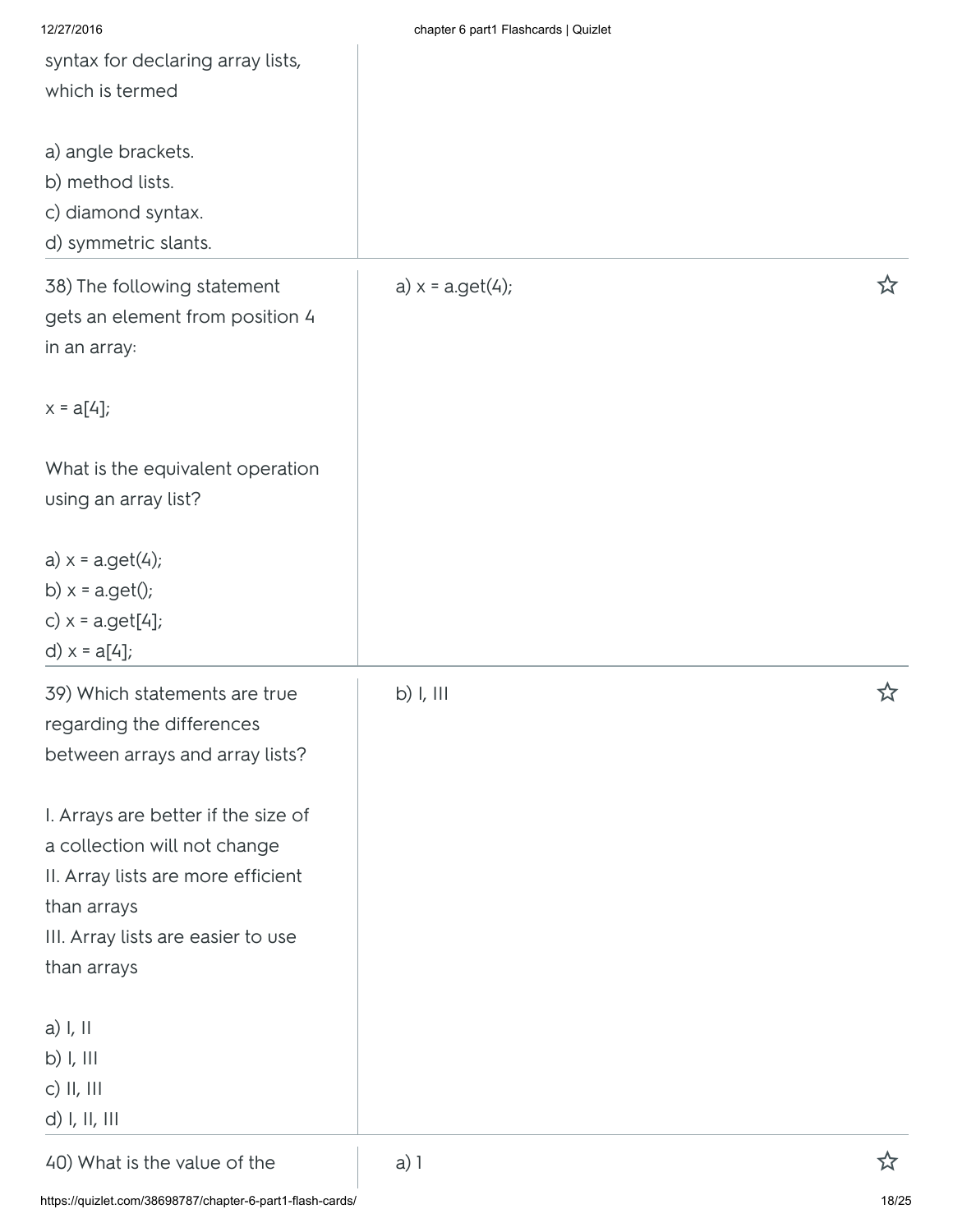syntax for declaring array lists, which is termed

a) angle brackets.
b) method lists.
c) diamond syntax.
d) symmetric slants.

| | |
|---|---|
| 38) The following statement gets an element from position 4 in an array:<br><br>x = a[4];<br><br>What is the equivalent operation using an array list?<br><br>a) x = a.get(4);<br>b) x = a.get();<br>c) x = a.get[4];<br>d) x = a[4]; | a) x = a.get(4); |
| 39) Which statements are true regarding the differences between arrays and array lists?<br><br>I. Arrays are better if the size of a collection will not change<br>II. Array lists are more efficient than arrays<br>III. Array lists are easier to use than arrays<br><br>a) I, II<br>b) I, III<br>c) II, III<br>d) I, II, III | b) I, III |
| 40) What is the value of the | a) 1 |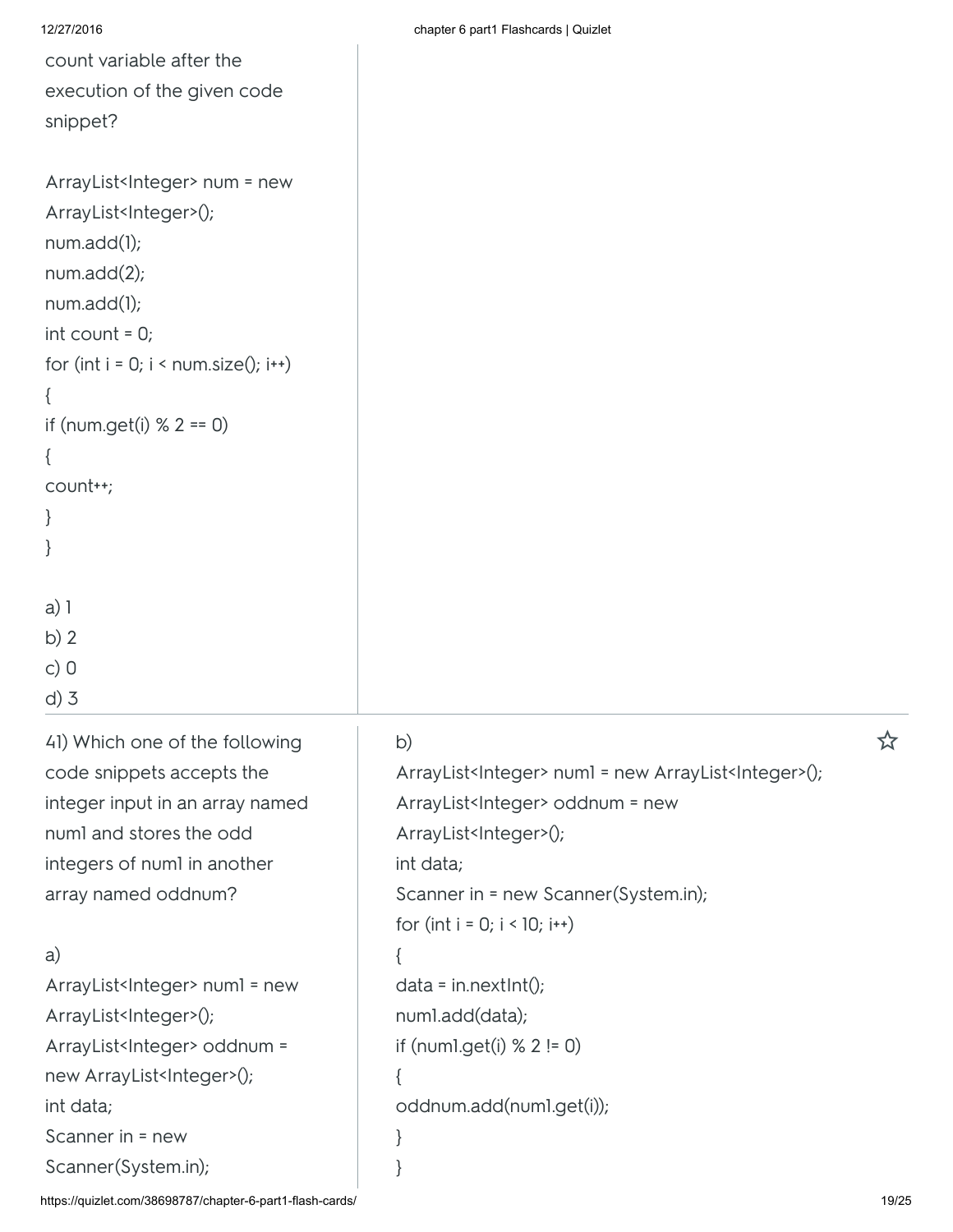count variable after the execution of the given code snippet?

```
ArrayList<Integer> num = new
ArrayList<Integer>();
num.add(1);
num.add(2);
num.add(1);
int count = 0;
for (int i = 0; i < num.size(); i++)
{
if (num.get(i) % 2 == 0)
{
count++;
}
}
```

a) 1
b) 2
c) 0
d) 3

---

41) Which one of the following code snippets accepts the integer input in an array named num1 and stores the odd integers of num1 in another array named oddnum?

a)

```
ArrayList<Integer> num1 = new
ArrayList<Integer>();
ArrayList<Integer> oddnum =
new ArrayList<Integer>();
int data;
Scanner in = new
Scanner(System.in);
```

b)

```
ArrayList<Integer> num1 = new ArrayList<Integer>();
ArrayList<Integer> oddnum = new
ArrayList<Integer>();
int data;
Scanner in = new Scanner(System.in);
for (int i = 0; i < 10; i++)
{
data = in.nextInt();
num1.add(data);
if (num1.get(i) % 2 != 0)
{
oddnum.add(num1.get(i));
}
}
```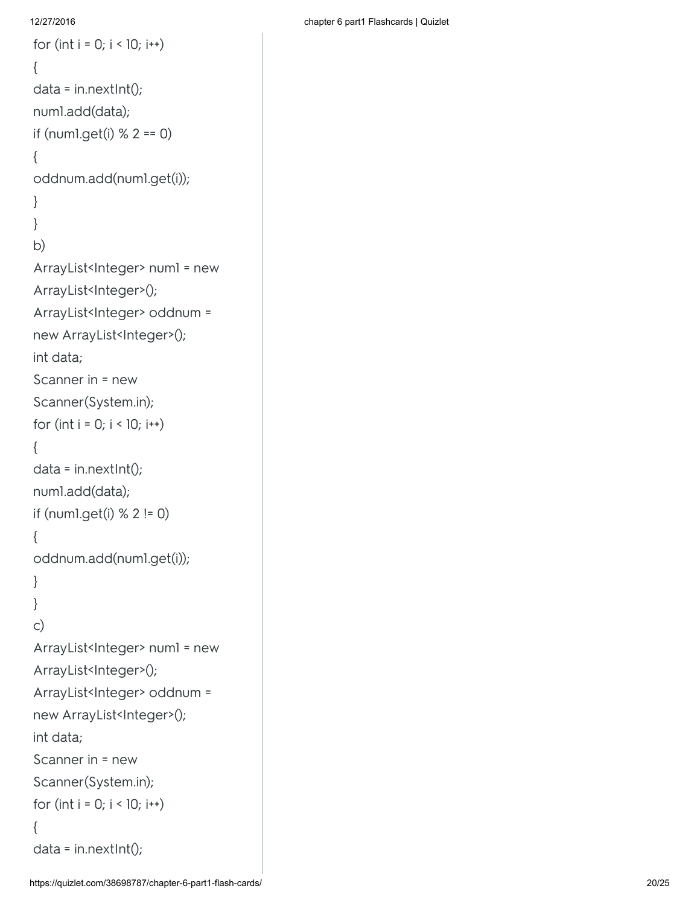```
for (int i = 0; i < 10; i++)
{
data = in.nextInt();
num1.add(data);
if (num1.get(i) % 2 == 0)
{
oddnum.add(num1.get(i));
}
}
```

b)

```
ArrayList<Integer> num1 = new
ArrayList<Integer>();
ArrayList<Integer> oddnum =
new ArrayList<Integer>();
int data;
Scanner in = new
Scanner(System.in);
for (int i = 0; i < 10; i++)
{
data = in.nextInt();
num1.add(data);
if (num1.get(i) % 2 != 0)
{
oddnum.add(num1.get(i));
}
}
```

c)

```
ArrayList<Integer> num1 = new
ArrayList<Integer>();
ArrayList<Integer> oddnum =
new ArrayList<Integer>();
int data;
Scanner in = new
Scanner(System.in);
for (int i = 0; i < 10; i++)
{
data = in.nextInt();
```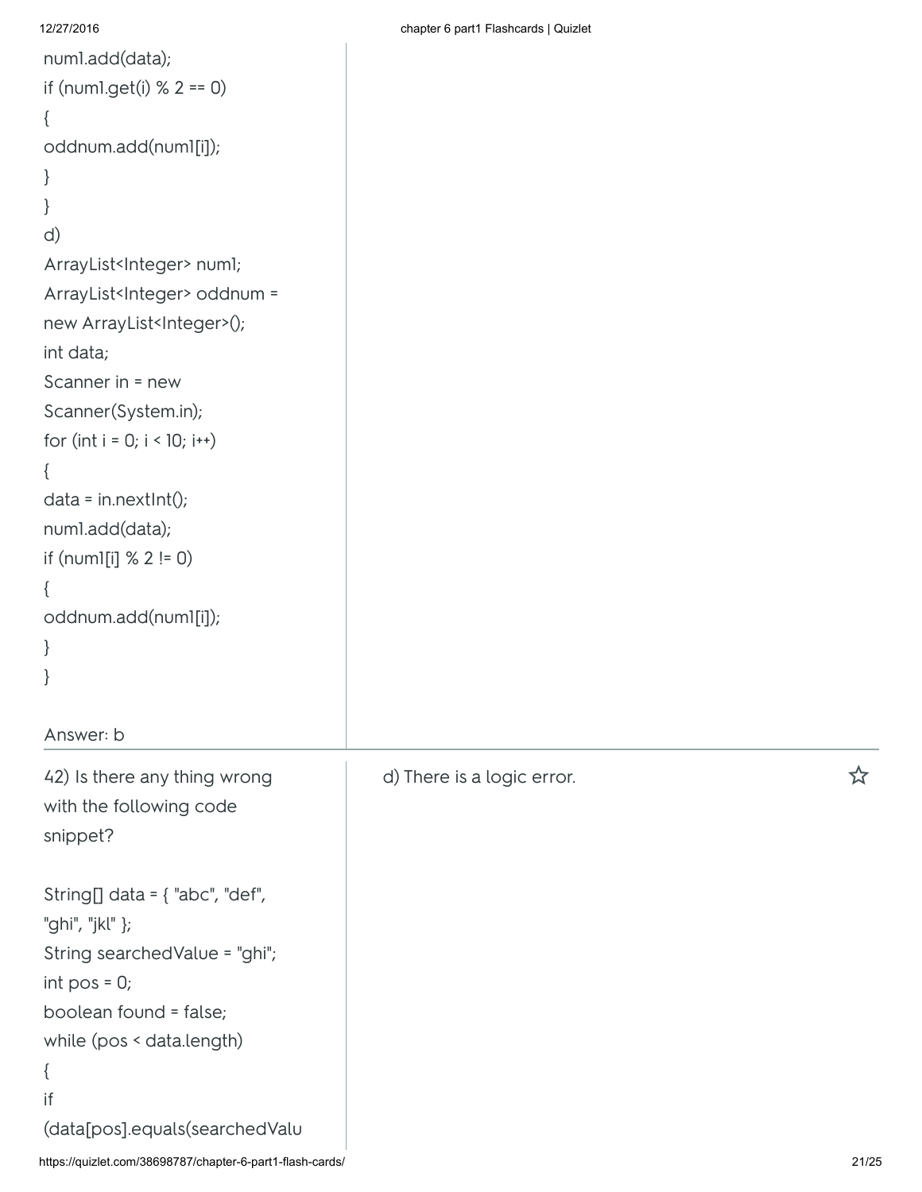```
num1.add(data);
if (num1.get(i) % 2 == 0)
{
oddnum.add(num1[i]);
}
}
```

d)

```
ArrayList<Integer> num1;
ArrayList<Integer> oddnum =
new ArrayList<Integer>();
int data;
Scanner in = new
Scanner(System.in);
for (int i = 0; i < 10; i++)
{
data = in.nextInt();
num1.add(data);
if (num1[i] % 2 != 0)
{
oddnum.add(num1[i]);
}
}
```

Answer: b

---

42) Is there any thing wrong with the following code snippet?

```
String[] data = { "abc", "def",
"ghi", "jkl" };
String searchedValue = "ghi";
int pos = 0;
boolean found = false;
while (pos < data.length)
{
if
(data[pos].equals(searchedValu
```

d) There is a logic error.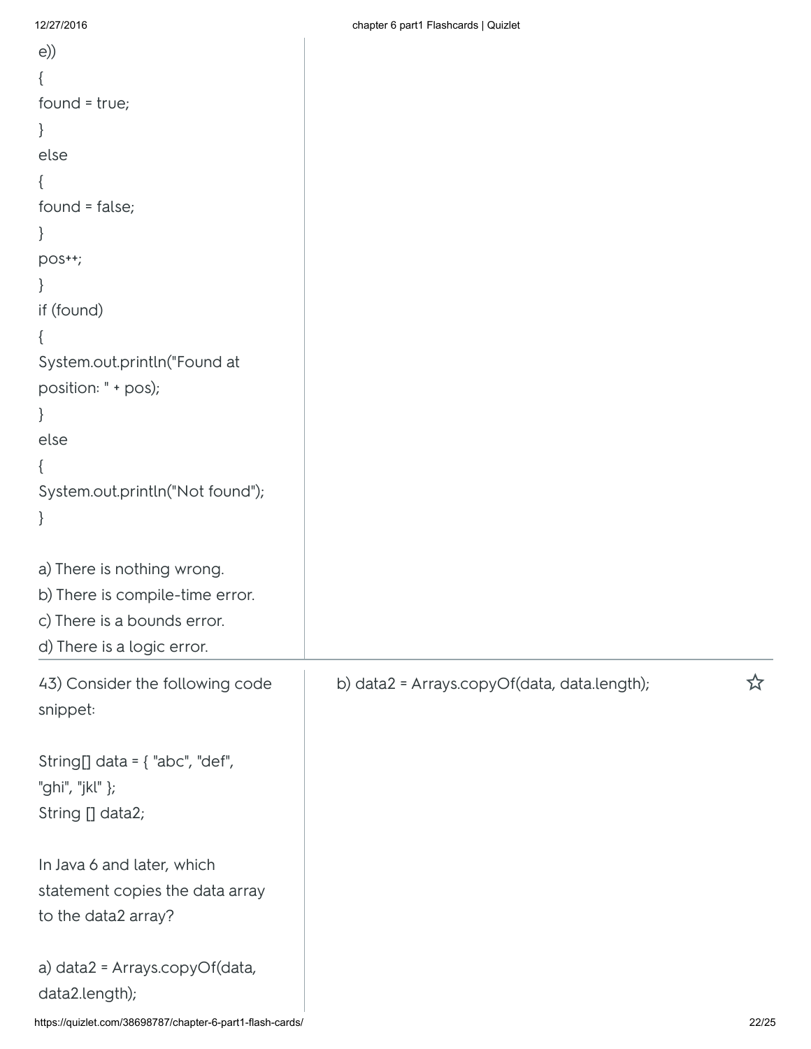```
e))
{
found = true;
}
else
{
found = false;
}
pos++;
}
if (found)
{
System.out.println("Found at
position: " + pos);
}
else
{
System.out.println("Not found");
}
```

a) There is nothing wrong.
b) There is compile-time error.
c) There is a bounds error.
d) There is a logic error.

---

43) Consider the following code snippet:

```
String[] data = { "abc", "def",
"ghi", "jkl" };
String [] data2;
```

In Java 6 and later, which statement copies the data array to the data2 array?

a) data2 = Arrays.copyOf(data, data2.length);

**Answer:** b) data2 = Arrays.copyOf(data, data.length);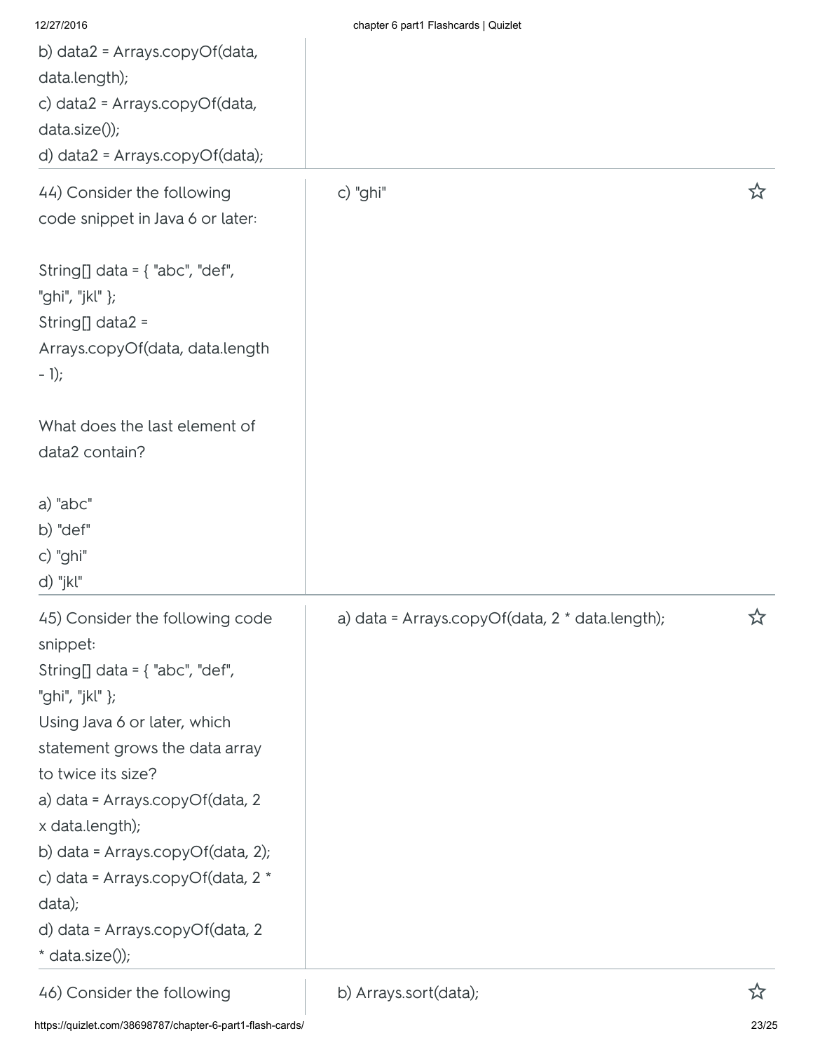b) data2 = Arrays.copyOf(data, data.length);
c) data2 = Arrays.copyOf(data, data.size());
d) data2 = Arrays.copyOf(data);

| Term | Definition |
| --- | --- |
| 44) Consider the following code snippet in Java 6 or later:<br><br>String[] data = { "abc", "def", "ghi", "jkl" };<br>String[] data2 = Arrays.copyOf(data, data.length - 1);<br><br>What does the last element of data2 contain?<br><br>a) "abc"<br>b) "def"<br>c) "ghi"<br>d) "jkl" | c) "ghi" |
| 45) Consider the following code snippet:<br>String[] data = { "abc", "def", "ghi", "jkl" };<br>Using Java 6 or later, which statement grows the data array to twice its size?<br>a) data = Arrays.copyOf(data, 2 x data.length);<br>b) data = Arrays.copyOf(data, 2);<br>c) data = Arrays.copyOf(data, 2 * data);<br>d) data = Arrays.copyOf(data, 2 * data.size()); | a) data = Arrays.copyOf(data, 2 * data.length); |
| 46) Consider the following | b) Arrays.sort(data); |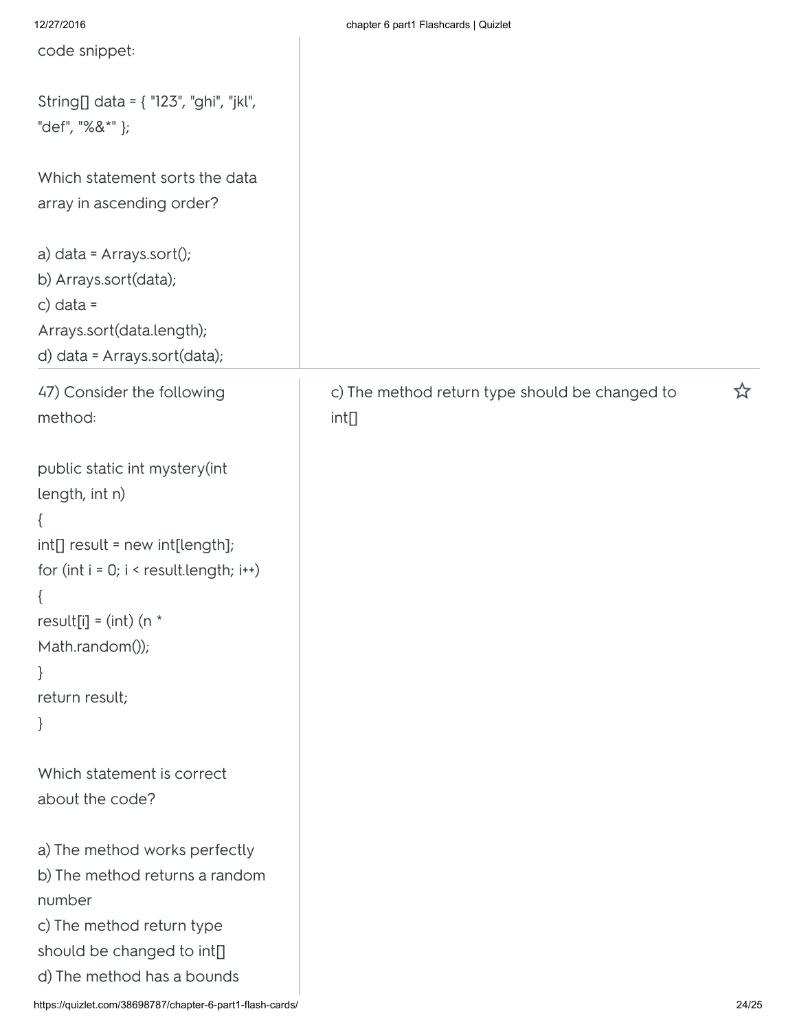code snippet:

```
String[] data = { "123", "ghi", "jkl",
"def", "%&*" };
```

Which statement sorts the data array in ascending order?

a) data = Arrays.sort();
b) Arrays.sort(data);
c) data = Arrays.sort(data.length);
d) data = Arrays.sort(data);

---

47) Consider the following method:

```
public static int mystery(int
length, int n)
{
int[] result = new int[length];
for (int i = 0; i < result.length; i++)
{
result[i] = (int) (n *
Math.random());
}
return result;
}
```

Which statement is correct about the code?

a) The method works perfectly
b) The method returns a random number
c) The method return type should be changed to int[]
d) The method has a bounds

c) The method return type should be changed to int[]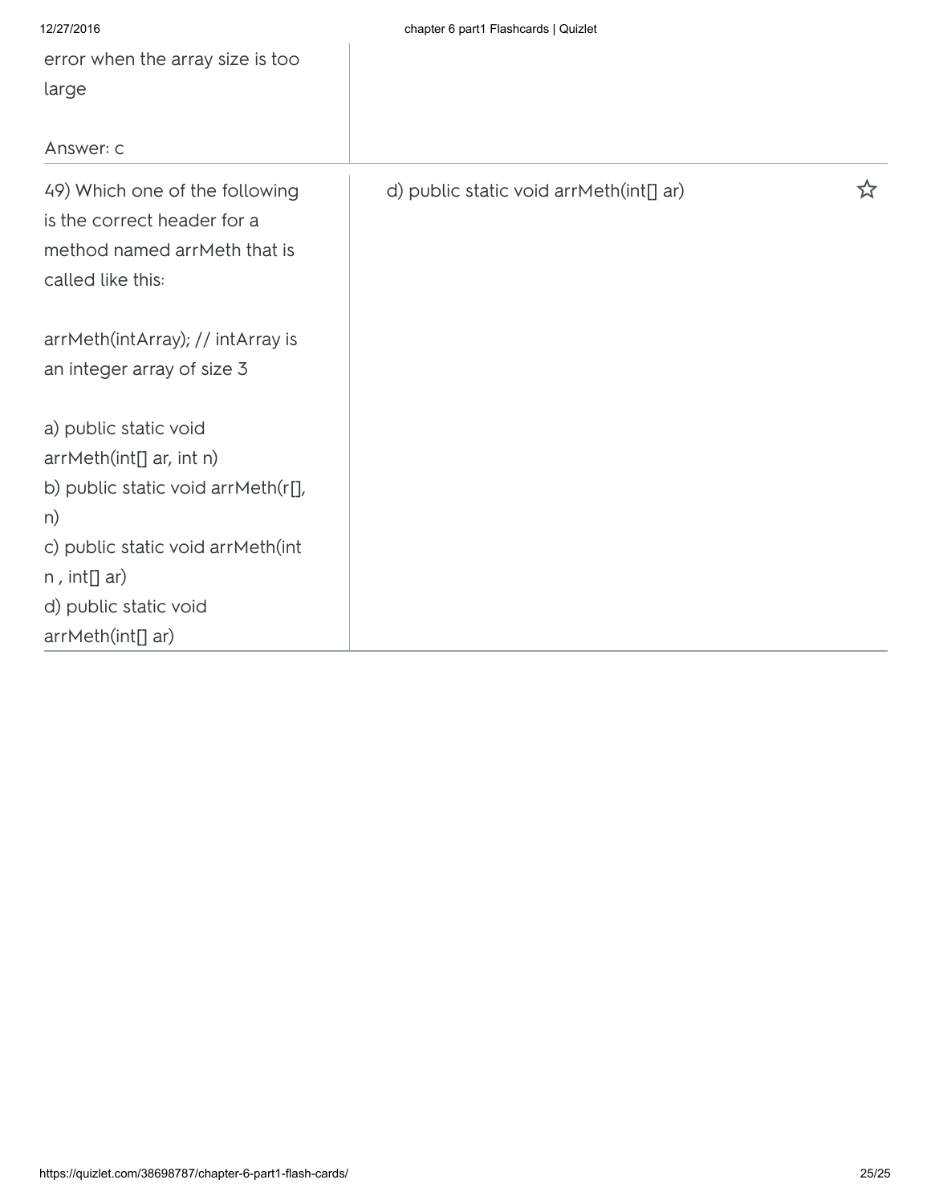error when the array size is too large

Answer: c

| | |
|---|---|
| 49) Which one of the following is the correct header for a method named arrMeth that is called like this:<br><br>arrMeth(intArray); // intArray is an integer array of size 3<br><br>a) public static void arrMeth(int[] ar, int n)<br>b) public static void arrMeth(r[], n)<br>c) public static void arrMeth(int n , int[] ar)<br>d) public static void arrMeth(int[] ar) | d) public static void arrMeth(int[] ar) |